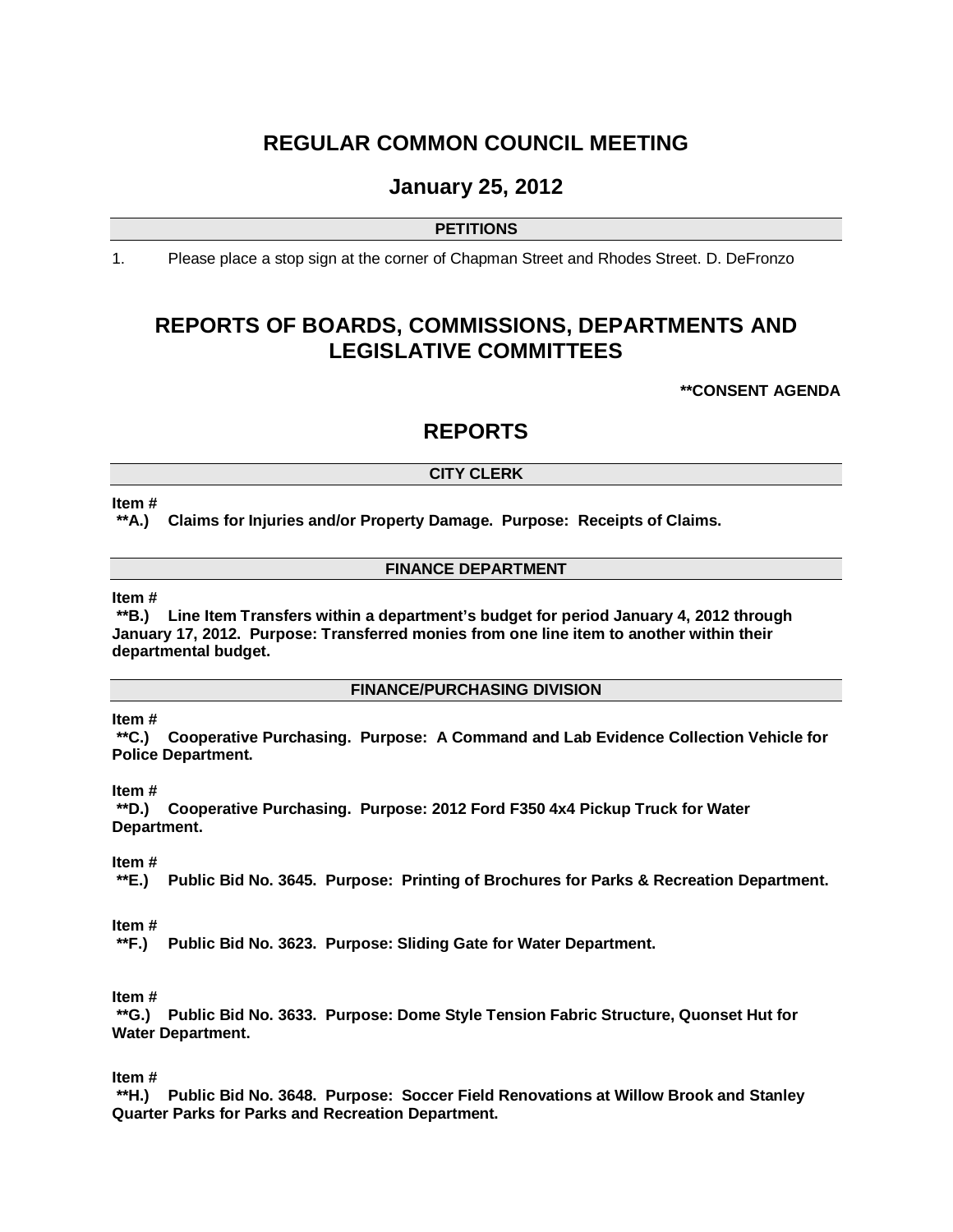# REGULAR COMMON COUNCIL MEETING

## January 25, 2012

### PETITIONS

1. Please place a stop sign at the corner of Chapman Street and Rhodes Street. D. DeFronzo

# REPORTS OF BOARDS, COMMISSIONS, DEPARTMENTS AND LEGISLATIVE COMMITTEES

**\*\*CONSENT AGENDA**

# REPORTS

### CITY CLERK

Item #
**\*\*A.) Claims for Injuries and/or Property Damage. Purpose: Receipts of Claims.**

### FINANCE DEPARTMENT

Item #
**\*\*B.) Line Item Transfers within a department's budget for period January 4, 2012 through January 17, 2012. Purpose: Transferred monies from one line item to another within their departmental budget.**

### FINANCE/PURCHASING DIVISION

Item #
**\*\*C.) Cooperative Purchasing. Purpose: A Command and Lab Evidence Collection Vehicle for Police Department.**

Item #
**\*\*D.) Cooperative Purchasing. Purpose: 2012 Ford F350 4x4 Pickup Truck for Water Department.**

Item #
**\*\*E.) Public Bid No. 3645. Purpose: Printing of Brochures for Parks & Recreation Department.**

Item #
**\*\*F.) Public Bid No. 3623. Purpose: Sliding Gate for Water Department.**

Item #
**\*\*G.) Public Bid No. 3633. Purpose: Dome Style Tension Fabric Structure, Quonset Hut for Water Department.**

Item #
**\*\*H.) Public Bid No. 3648. Purpose: Soccer Field Renovations at Willow Brook and Stanley Quarter Parks for Parks and Recreation Department.**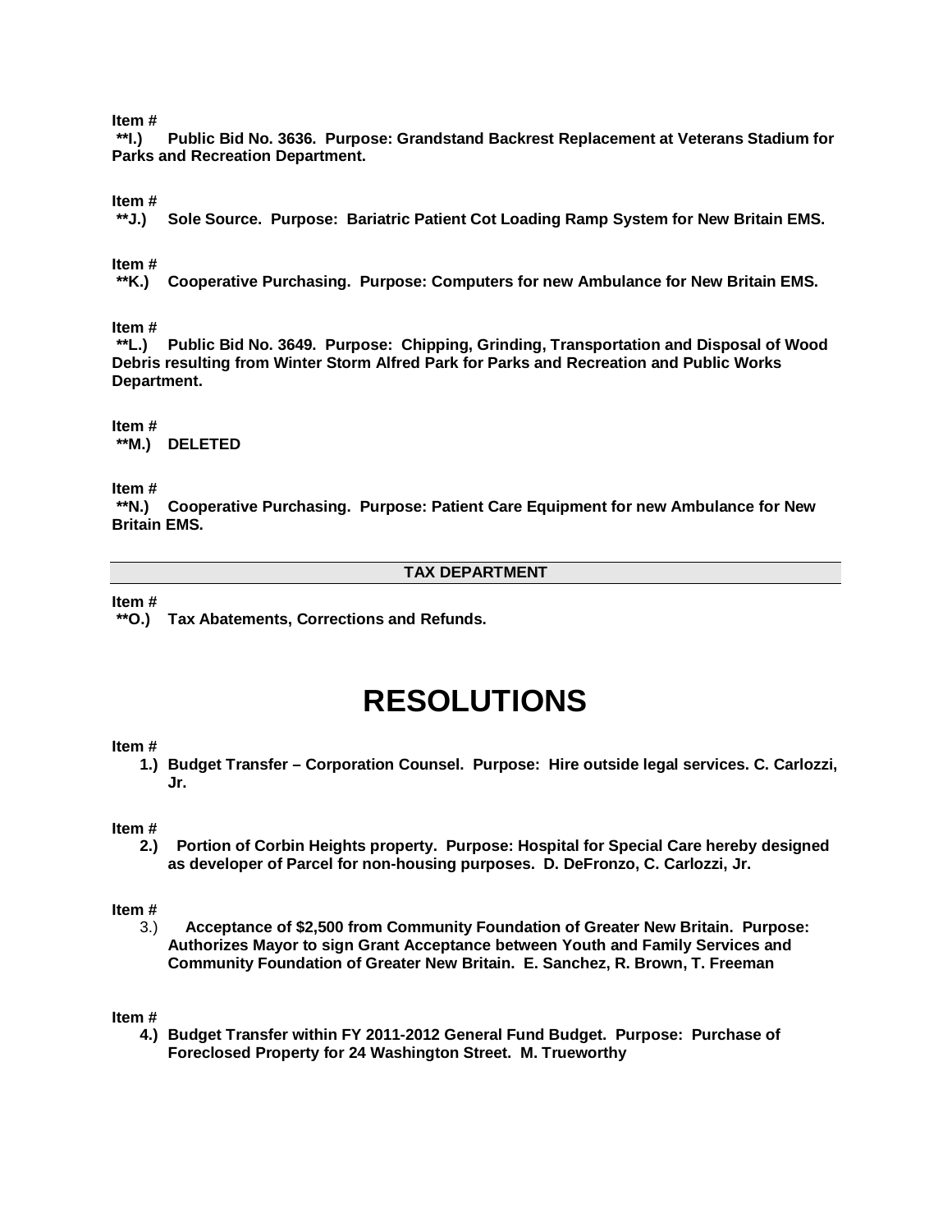**Item #**
**\*\*I.) Public Bid No. 3636. Purpose: Grandstand Backrest Replacement at Veterans Stadium for Parks and Recreation Department.**

**Item #**
**\*\*J.) Sole Source. Purpose: Bariatric Patient Cot Loading Ramp System for New Britain EMS.**

**Item #**
**\*\*K.) Cooperative Purchasing. Purpose: Computers for new Ambulance for New Britain EMS.**

**Item #**
**\*\*L.) Public Bid No. 3649. Purpose: Chipping, Grinding, Transportation and Disposal of Wood Debris resulting from Winter Storm Alfred Park for Parks and Recreation and Public Works Department.**

**Item #**
**\*\*M.) DELETED**

**Item #**
**\*\*N.) Cooperative Purchasing. Purpose: Patient Care Equipment for new Ambulance for New Britain EMS.**

## TAX DEPARTMENT

**Item #**
**\*\*O.) Tax Abatements, Corrections and Refunds.**

# RESOLUTIONS

**Item #**
**1.) Budget Transfer – Corporation Counsel. Purpose: Hire outside legal services. C. Carlozzi, Jr.**

**Item #**
**2.) Portion of Corbin Heights property. Purpose: Hospital for Special Care hereby designed as developer of Parcel for non-housing purposes. D. DeFronzo, C. Carlozzi, Jr.**

**Item #**
3.) **Acceptance of $2,500 from Community Foundation of Greater New Britain. Purpose: Authorizes Mayor to sign Grant Acceptance between Youth and Family Services and Community Foundation of Greater New Britain. E. Sanchez, R. Brown, T. Freeman**

**Item #**
**4.) Budget Transfer within FY 2011-2012 General Fund Budget. Purpose: Purchase of Foreclosed Property for 24 Washington Street. M. Trueworthy**